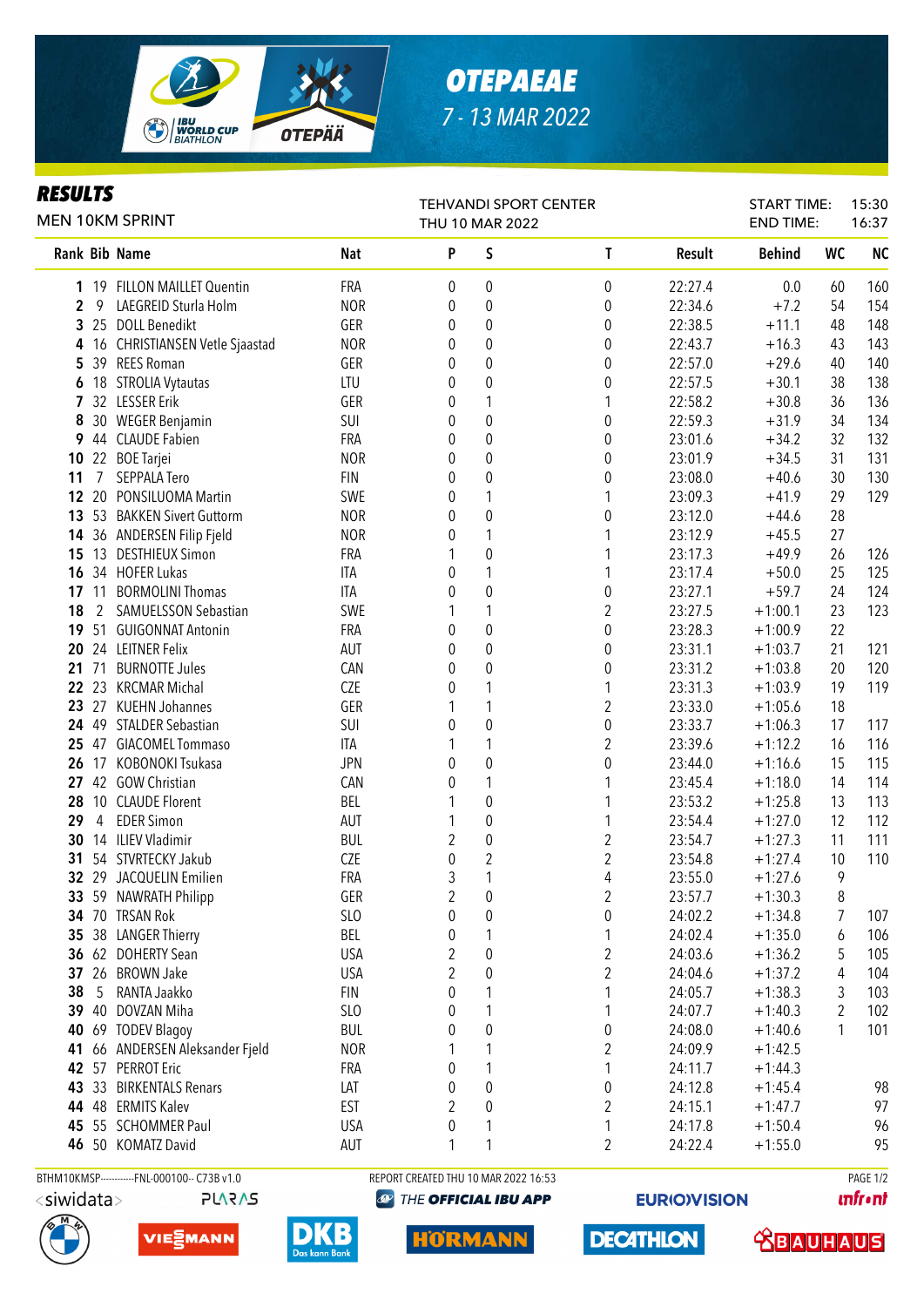# OTEPAEAE

7 - 13 MAR 2022

## RESULTS

MEN 10KM SPRINT

TEHVANDI SPORT CENTER
THU 10 MAR 2022

START TIME: 15:30
END TIME: 16:37

| Rank | Bib | Name | Nat | P | S | T | Result | Behind | WC | NC |
|---|---|---|---|---|---|---|---|---|---|---|
| 1 | 19 | FILLON MAILLET Quentin | FRA | 0 | 0 | 0 | 22:27.4 | 0.0 | 60 | 160 |
| 2 | 9 | LAEGREID Sturla Holm | NOR | 0 | 0 | 0 | 22:34.6 | +7.2 | 54 | 154 |
| 3 | 25 | DOLL Benedikt | GER | 0 | 0 | 0 | 22:38.5 | +11.1 | 48 | 148 |
| 4 | 16 | CHRISTIANSEN Vetle Sjaastad | NOR | 0 | 0 | 0 | 22:43.7 | +16.3 | 43 | 143 |
| 5 | 39 | REES Roman | GER | 0 | 0 | 0 | 22:57.0 | +29.6 | 40 | 140 |
| 6 | 18 | STROLIA Vytautas | LTU | 0 | 0 | 0 | 22:57.5 | +30.1 | 38 | 138 |
| 7 | 32 | LESSER Erik | GER | 0 | 1 | 1 | 22:58.2 | +30.8 | 36 | 136 |
| 8 | 30 | WEGER Benjamin | SUI | 0 | 0 | 0 | 22:59.3 | +31.9 | 34 | 134 |
| 9 | 44 | CLAUDE Fabien | FRA | 0 | 0 | 0 | 23:01.6 | +34.2 | 32 | 132 |
| 10 | 22 | BOE Tarjei | NOR | 0 | 0 | 0 | 23:01.9 | +34.5 | 31 | 131 |
| 11 | 7 | SEPPALA Tero | FIN | 0 | 0 | 0 | 23:08.0 | +40.6 | 30 | 130 |
| 12 | 20 | PONSILUOMA Martin | SWE | 0 | 1 | 1 | 23:09.3 | +41.9 | 29 | 129 |
| 13 | 53 | BAKKEN Sivert Guttorm | NOR | 0 | 0 | 0 | 23:12.0 | +44.6 | 28 | |
| 14 | 36 | ANDERSEN Filip Fjeld | NOR | 0 | 1 | 1 | 23:12.9 | +45.5 | 27 | |
| 15 | 13 | DESTHIEUX Simon | FRA | 1 | 0 | 1 | 23:17.3 | +49.9 | 26 | 126 |
| 16 | 34 | HOFER Lukas | ITA | 0 | 1 | 1 | 23:17.4 | +50.0 | 25 | 125 |
| 17 | 11 | BORMOLINI Thomas | ITA | 0 | 0 | 0 | 23:27.1 | +59.7 | 24 | 124 |
| 18 | 2 | SAMUELSSON Sebastian | SWE | 1 | 1 | 2 | 23:27.5 | +1:00.1 | 23 | 123 |
| 19 | 51 | GUIGONNAT Antonin | FRA | 0 | 0 | 0 | 23:28.3 | +1:00.9 | 22 | |
| 20 | 24 | LEITNER Felix | AUT | 0 | 0 | 0 | 23:31.1 | +1:03.7 | 21 | 121 |
| 21 | 71 | BURNOTTE Jules | CAN | 0 | 0 | 0 | 23:31.2 | +1:03.8 | 20 | 120 |
| 22 | 23 | KRCMAR Michal | CZE | 0 | 1 | 1 | 23:31.3 | +1:03.9 | 19 | 119 |
| 23 | 27 | KUEHN Johannes | GER | 1 | 1 | 2 | 23:33.0 | +1:05.6 | 18 | |
| 24 | 49 | STALDER Sebastian | SUI | 0 | 0 | 0 | 23:33.7 | +1:06.3 | 17 | 117 |
| 25 | 47 | GIACOMEL Tommaso | ITA | 1 | 1 | 2 | 23:39.6 | +1:12.2 | 16 | 116 |
| 26 | 17 | KOBONOKI Tsukasa | JPN | 0 | 0 | 0 | 23:44.0 | +1:16.6 | 15 | 115 |
| 27 | 42 | GOW Christian | CAN | 0 | 1 | 1 | 23:45.4 | +1:18.0 | 14 | 114 |
| 28 | 10 | CLAUDE Florent | BEL | 1 | 0 | 1 | 23:53.2 | +1:25.8 | 13 | 113 |
| 29 | 4 | EDER Simon | AUT | 1 | 0 | 1 | 23:54.4 | +1:27.0 | 12 | 112 |
| 30 | 14 | ILIEV Vladimir | BUL | 2 | 0 | 2 | 23:54.7 | +1:27.3 | 11 | 111 |
| 31 | 54 | STVRTECKY Jakub | CZE | 0 | 2 | 2 | 23:54.8 | +1:27.4 | 10 | 110 |
| 32 | 29 | JACQUELIN Emilien | FRA | 3 | 1 | 4 | 23:55.0 | +1:27.6 | 9 | |
| 33 | 59 | NAWRATH Philipp | GER | 2 | 0 | 2 | 23:57.7 | +1:30.3 | 8 | |
| 34 | 70 | TRSAN Rok | SLO | 0 | 0 | 0 | 24:02.2 | +1:34.8 | 7 | 107 |
| 35 | 38 | LANGER Thierry | BEL | 0 | 1 | 1 | 24:02.4 | +1:35.0 | 6 | 106 |
| 36 | 62 | DOHERTY Sean | USA | 2 | 0 | 2 | 24:03.6 | +1:36.2 | 5 | 105 |
| 37 | 26 | BROWN Jake | USA | 2 | 0 | 2 | 24:04.6 | +1:37.2 | 4 | 104 |
| 38 | 5 | RANTA Jaakko | FIN | 0 | 1 | 1 | 24:05.7 | +1:38.3 | 3 | 103 |
| 39 | 40 | DOVZAN Miha | SLO | 0 | 1 | 1 | 24:07.7 | +1:40.3 | 2 | 102 |
| 40 | 69 | TODEV Blagoy | BUL | 0 | 0 | 0 | 24:08.0 | +1:40.6 | 1 | 101 |
| 41 | 66 | ANDERSEN Aleksander Fjeld | NOR | 1 | 1 | 2 | 24:09.9 | +1:42.5 | | |
| 42 | 57 | PERROT Eric | FRA | 0 | 1 | 1 | 24:11.7 | +1:44.3 | | |
| 43 | 33 | BIRKENTALS Renars | LAT | 0 | 0 | 0 | 24:12.8 | +1:45.4 | | 98 |
| 44 | 48 | ERMITS Kalev | EST | 2 | 0 | 2 | 24:15.1 | +1:47.7 | | 97 |
| 45 | 55 | SCHOMMER Paul | USA | 0 | 1 | 1 | 24:17.8 | +1:50.4 | | 96 |
| 46 | 50 | KOMATZ David | AUT | 1 | 1 | 2 | 24:22.4 | +1:55.0 | | 95 |

BTHM10KMSP-----------FNL-000100-- C73B v1.0 REPORT CREATED THU 10 MAR 2022 16:53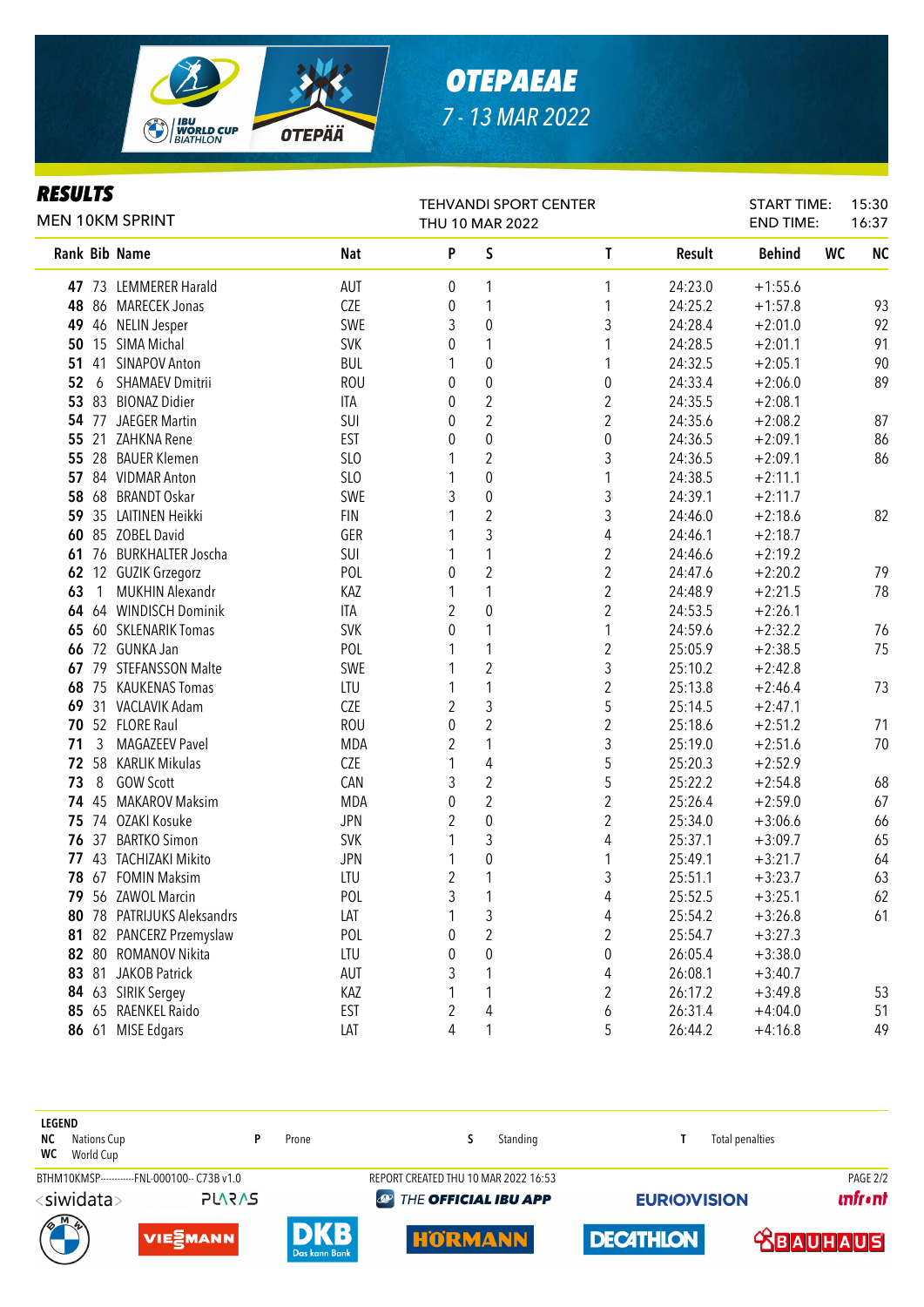# OTEPAEAE

7 - 13 MAR 2022

## RESULTS

MEN 10KM SPRINT

TEHVANDI SPORT CENTER
THU 10 MAR 2022

START TIME: 15:30
END TIME: 16:37

| Rank | Bib | Name | Nat | P | S | T | Result | Behind | WC | NC |
|---|---|---|---|---|---|---|---|---|---|---|
| 47 | 73 | LEMMERER Harald | AUT | 0 | 1 | 1 | 24:23.0 | +1:55.6 | | |
| 48 | 86 | MARECEK Jonas | CZE | 0 | 1 | 1 | 24:25.2 | +1:57.8 | | 93 |
| 49 | 46 | NELIN Jesper | SWE | 3 | 0 | 3 | 24:28.4 | +2:01.0 | | 92 |
| 50 | 15 | SIMA Michal | SVK | 0 | 1 | 1 | 24:28.5 | +2:01.1 | | 91 |
| 51 | 41 | SINAPOV Anton | BUL | 1 | 0 | 1 | 24:32.5 | +2:05.1 | | 90 |
| 52 | 6 | SHAMAEV Dmitrii | ROU | 0 | 0 | 0 | 24:33.4 | +2:06.0 | | 89 |
| 53 | 83 | BIONAZ Didier | ITA | 0 | 2 | 2 | 24:35.5 | +2:08.1 | | |
| 54 | 77 | JAEGER Martin | SUI | 0 | 2 | 2 | 24:35.6 | +2:08.2 | | 87 |
| 55 | 21 | ZAHKNA Rene | EST | 0 | 0 | 0 | 24:36.5 | +2:09.1 | | 86 |
| 55 | 28 | BAUER Klemen | SLO | 1 | 2 | 3 | 24:36.5 | +2:09.1 | | 86 |
| 57 | 84 | VIDMAR Anton | SLO | 1 | 0 | 1 | 24:38.5 | +2:11.1 | | |
| 58 | 68 | BRANDT Oskar | SWE | 3 | 0 | 3 | 24:39.1 | +2:11.7 | | |
| 59 | 35 | LAITINEN Heikki | FIN | 1 | 2 | 3 | 24:46.0 | +2:18.6 | | 82 |
| 60 | 85 | ZOBEL David | GER | 1 | 3 | 4 | 24:46.1 | +2:18.7 | | |
| 61 | 76 | BURKHALTER Joscha | SUI | 1 | 1 | 2 | 24:46.6 | +2:19.2 | | |
| 62 | 12 | GUZIK Grzegorz | POL | 0 | 2 | 2 | 24:47.6 | +2:20.2 | | 79 |
| 63 | 1 | MUKHIN Alexandr | KAZ | 1 | 1 | 2 | 24:48.9 | +2:21.5 | | 78 |
| 64 | 64 | WINDISCH Dominik | ITA | 2 | 0 | 2 | 24:53.5 | +2:26.1 | | |
| 65 | 60 | SKLENARIK Tomas | SVK | 0 | 1 | 1 | 24:59.6 | +2:32.2 | | 76 |
| 66 | 72 | GUNKA Jan | POL | 1 | 1 | 2 | 25:05.9 | +2:38.5 | | 75 |
| 67 | 79 | STEFANSSON Malte | SWE | 1 | 2 | 3 | 25:10.2 | +2:42.8 | | |
| 68 | 75 | KAUKENAS Tomas | LTU | 1 | 1 | 2 | 25:13.8 | +2:46.4 | | 73 |
| 69 | 31 | VACLAVIK Adam | CZE | 2 | 3 | 5 | 25:14.5 | +2:47.1 | | |
| 70 | 52 | FLORE Raul | ROU | 0 | 2 | 2 | 25:18.6 | +2:51.2 | | 71 |
| 71 | 3 | MAGAZEEV Pavel | MDA | 2 | 1 | 3 | 25:19.0 | +2:51.6 | | 70 |
| 72 | 58 | KARLIK Mikulas | CZE | 1 | 4 | 5 | 25:20.3 | +2:52.9 | | |
| 73 | 8 | GOW Scott | CAN | 3 | 2 | 5 | 25:22.2 | +2:54.8 | | 68 |
| 74 | 45 | MAKAROV Maksim | MDA | 0 | 2 | 2 | 25:26.4 | +2:59.0 | | 67 |
| 75 | 74 | OZAKI Kosuke | JPN | 2 | 0 | 2 | 25:34.0 | +3:06.6 | | 66 |
| 76 | 37 | BARTKO Simon | SVK | 1 | 3 | 4 | 25:37.1 | +3:09.7 | | 65 |
| 77 | 43 | TACHIZAKI Mikito | JPN | 1 | 0 | 1 | 25:49.1 | +3:21.7 | | 64 |
| 78 | 67 | FOMIN Maksim | LTU | 2 | 1 | 3 | 25:51.1 | +3:23.7 | | 63 |
| 79 | 56 | ZAWOL Marcin | POL | 3 | 1 | 4 | 25:52.5 | +3:25.1 | | 62 |
| 80 | 78 | PATRIJUKS Aleksandrs | LAT | 1 | 3 | 4 | 25:54.2 | +3:26.8 | | 61 |
| 81 | 82 | PANCERZ Przemyslaw | POL | 0 | 2 | 2 | 25:54.7 | +3:27.3 | | |
| 82 | 80 | ROMANOV Nikita | LTU | 0 | 0 | 0 | 26:05.4 | +3:38.0 | | |
| 83 | 81 | JAKOB Patrick | AUT | 3 | 1 | 4 | 26:08.1 | +3:40.7 | | |
| 84 | 63 | SIRIK Sergey | KAZ | 1 | 1 | 2 | 26:17.2 | +3:49.8 | | 53 |
| 85 | 65 | RAENKEL Raido | EST | 2 | 4 | 6 | 26:31.4 | +4:04.0 | | 51 |
| 86 | 61 | MISE Edgars | LAT | 4 | 1 | 5 | 26:44.2 | +4:16.8 | | 49 |

**LEGEND**
NC Nations Cup
WC World Cup
P Prone
S Standing
T Total penalties

BTHM10KMSP-----------FNL-000100-- C73B v1.0
REPORT CREATED THU 10 MAR 2022 16:53